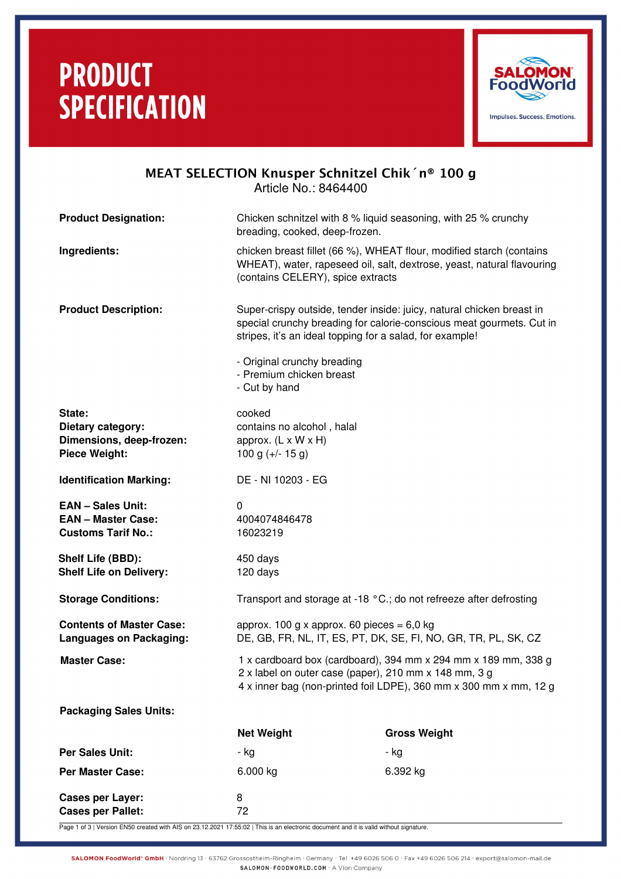# PRODUCT SPECIFICATION

SALOMON FoodWorld
Impulses. Success. Emotions.

## MEAT SELECTION Knusper Schnitzel Chik´n® 100 g

Article No.: 8464400

**Product Designation:** Chicken schnitzel with 8 % liquid seasoning, with 25 % crunchy breading, cooked, deep-frozen.

**Ingredients:** chicken breast fillet (66 %), WHEAT flour, modified starch (contains WHEAT), water, rapeseed oil, salt, dextrose, yeast, natural flavouring (contains CELERY), spice extracts

**Product Description:** Super-crispy outside, tender inside: juicy, natural chicken breast in special crunchy breading for calorie-conscious meat gourmets. Cut in stripes, it's an ideal topping for a salad, for example!

- Original crunchy breading
- Premium chicken breast
- Cut by hand

**State:** cooked
**Dietary category:** contains no alcohol , halal
**Dimensions, deep-frozen:** approx. (L x W x H)
**Piece Weight:** 100 g (+/- 15 g)

**Identification Marking:** DE - NI 10203 - EG

**EAN – Sales Unit:** 0
**EAN – Master Case:** 4004074846478
**Customs Tarif No.:** 16023219

**Shelf Life (BBD):** 450 days
**Shelf Life on Delivery:** 120 days

**Storage Conditions:** Transport and storage at -18 °C.; do not refreeze after defrosting

**Contents of Master Case:** approx. 100 g x approx. 60 pieces = 6,0 kg
**Languages on Packaging:** DE, GB, FR, NL, IT, ES, PT, DK, SE, FI, NO, GR, TR, PL, SK, CZ

**Master Case:**
1 x cardboard box (cardboard), 394 mm x 294 mm x 189 mm, 338 g
2 x label on outer case (paper), 210 mm x 148 mm, 3 g
4 x inner bag (non-printed foil LDPE), 360 mm x 300 mm x mm, 12 g

**Packaging Sales Units:**

| | Net Weight | Gross Weight |
|---|---|---|
| **Per Sales Unit:** | - kg | - kg |
| **Per Master Case:** | 6.000 kg | 6.392 kg |

**Cases per Layer:** 8
**Cases per Pallet:** 72

Page 1 of 3 | Version EN50 created with AIS on 23.12.2021 17:55:02 | This is an electronic document and it is valid without signature.

SALOMON FoodWorld® GmbH · Nordring 13 · 63762 Grossostheim-Ringheim · Germany · Tel +49 6026 506 0 · Fax +49 6026 506 214 · export@salomon-mail.de
SALOMON-FOODWORLD.COM · A Vion Company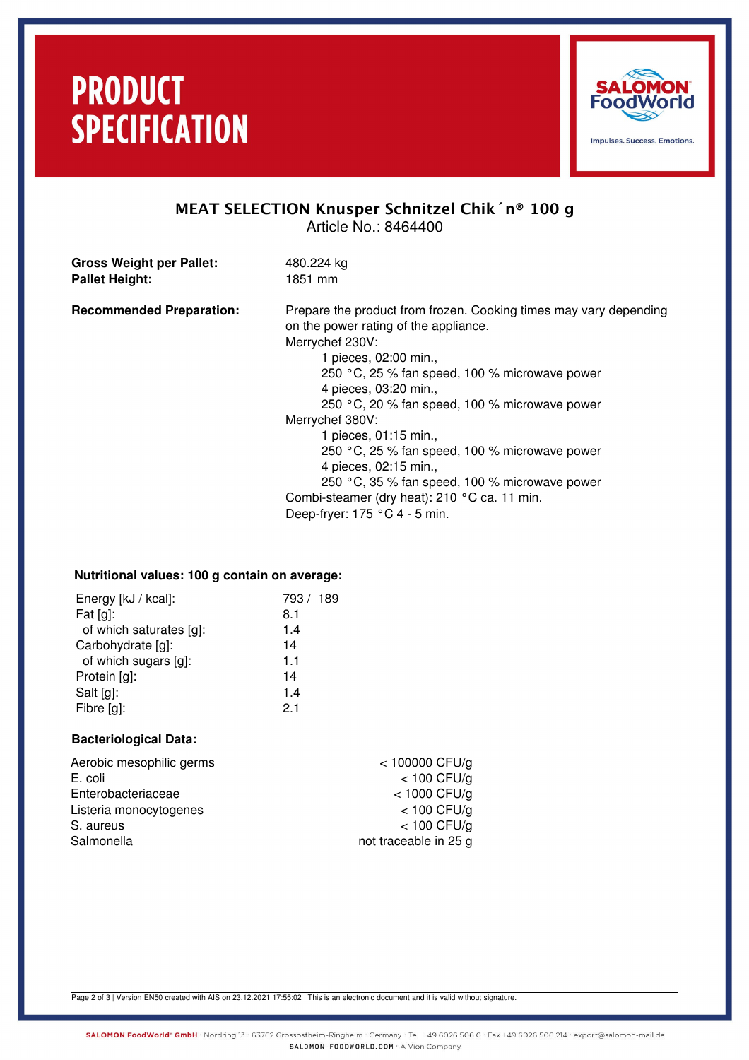# PRODUCT SPECIFICATION

SALOMON FoodWorld

Impulses. Success. Emotions.

## MEAT SELECTION Knusper Schnitzel Chik´n® 100 g

Article No.: 8464400

| | |
|---|---|
| **Gross Weight per Pallet:** | 480.224 kg |
| **Pallet Height:** | 1851 mm |

**Recommended Preparation:**

Prepare the product from frozen. Cooking times may vary depending on the power rating of the appliance.

Merrychef 230V:

- 1 pieces, 02:00 min.,
  250 °C, 25 % fan speed, 100 % microwave power
- 4 pieces, 03:20 min.,
  250 °C, 20 % fan speed, 100 % microwave power

Merrychef 380V:

- 1 pieces, 01:15 min.,
  250 °C, 25 % fan speed, 100 % microwave power
- 4 pieces, 02:15 min.,
  250 °C, 35 % fan speed, 100 % microwave power

Combi-steamer (dry heat): 210 °C ca. 11 min.

Deep-fryer: 175 °C 4 - 5 min.

### Nutritional values: 100 g contain on average:

| | |
|---|---|
| Energy [kJ / kcal]: | 793 / 189 |
| Fat [g]: | 8.1 |
| of which saturates [g]: | 1.4 |
| Carbohydrate [g]: | 14 |
| of which sugars [g]: | 1.1 |
| Protein [g]: | 14 |
| Salt [g]: | 1.4 |
| Fibre [g]: | 2.1 |

### Bacteriological Data:

| | |
|---|---|
| Aerobic mesophilic germs | < 100000 CFU/g |
| E. coli | < 100 CFU/g |
| Enterobacteriaceae | < 1000 CFU/g |
| Listeria monocytogenes | < 100 CFU/g |
| S. aureus | < 100 CFU/g |
| Salmonella | not traceable in 25 g |

Version EN50 created with AIS on 23.12.2021 17:55:02 | This is an electronic document and it is valid without signature.

SALOMON FoodWorld® GmbH · Nordring 13 · 63762 Grossostheim-Ringheim · Germany · Tel +49 6026 506 0 · Fax +49 6026 506 214 · export@salomon-mail.de
SALOMON-FOODWORLD.COM · A Vion Company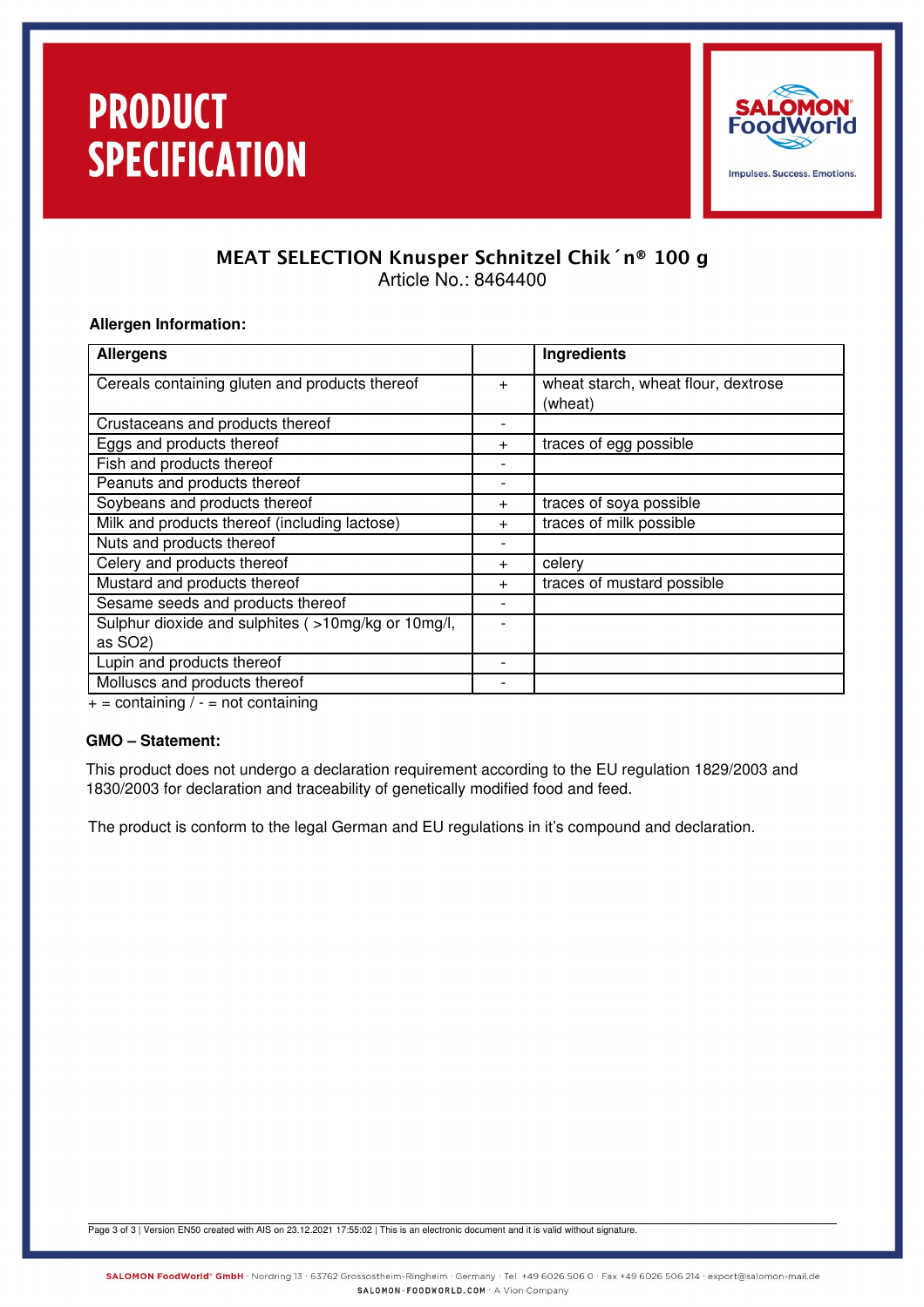# PRODUCT SPECIFICATION

**MEAT SELECTION Knusper Schnitzel Chik´n® 100 g**
Article No.: 8464400

**Allergen Information:**

| Allergens | | Ingredients |
|---|---|---|
| Cereals containing gluten and products thereof | + | wheat starch, wheat flour, dextrose (wheat) |
| Crustaceans and products thereof | - | |
| Eggs and products thereof | + | traces of egg possible |
| Fish and products thereof | - | |
| Peanuts and products thereof | - | |
| Soybeans and products thereof | + | traces of soya possible |
| Milk and products thereof (including lactose) | + | traces of milk possible |
| Nuts and products thereof | - | |
| Celery and products thereof | + | celery |
| Mustard and products thereof | + | traces of mustard possible |
| Sesame seeds and products thereof | - | |
| Sulphur dioxide and sulphites ( >10mg/kg or 10mg/l, as $SO_2$) | - | |
| Lupin and products thereof | - | |
| Molluscs and products thereof | - | |

+ = containing / - = not containing

**GMO – Statement:**

This product does not undergo a declaration requirement according to the EU regulation 1829/2003 and 1830/2003 for declaration and traceability of genetically modified food and feed.

The product is conform to the legal German and EU regulations in it's compound and declaration.